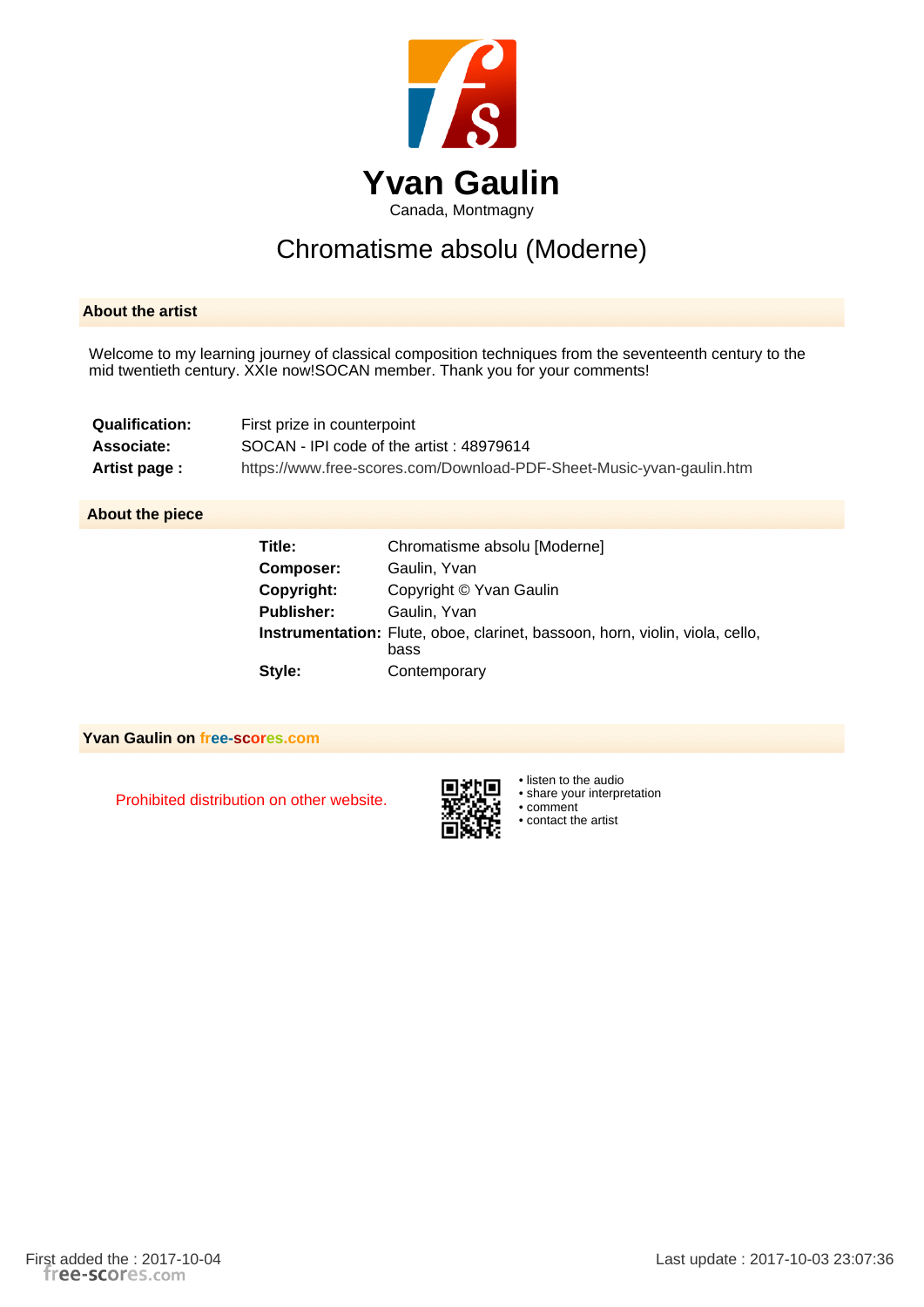# Yvan Gaulin

Canada, Montmagny

## Chromatisme absolu (Moderne)

### About the artist

Welcome to my learning journey of classical composition techniques from the seventeenth century to the mid twentieth century. XXIe now!SOCAN member. Thank you for your comments!

| | |
|---|---|
| **Qualification:** | First prize in counterpoint |
| **Associate:** | SOCAN - IPI code of the artist : 48979614 |
| **Artist page :** | https://www.free-scores.com/Download-PDF-Sheet-Music-yvan-gaulin.htm |

### About the piece

| | |
|---|---|
| **Title:** | Chromatisme absolu [Moderne] |
| **Composer:** | Gaulin, Yvan |
| **Copyright:** | Copyright © Yvan Gaulin |
| **Publisher:** | Gaulin, Yvan |
| **Instrumentation:** | Flute, oboe, clarinet, bassoon, horn, violin, viola, cello, bass |
| **Style:** | Contemporary |

### Yvan Gaulin on free-scores.com

Prohibited distribution on other website.

- listen to the audio
- share your interpretation
- comment
- contact the artist

First added the : 2017-10-04

Last update : 2017-10-03 23:07:36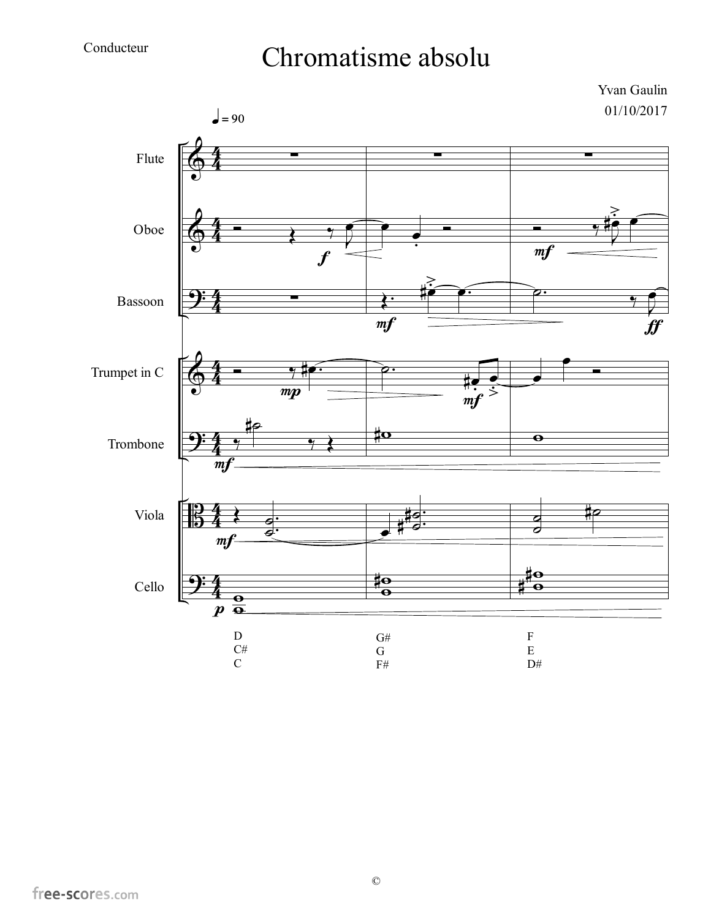Conducteur

# Chromatisme absolu

Yvan Gaulin

01/10/2017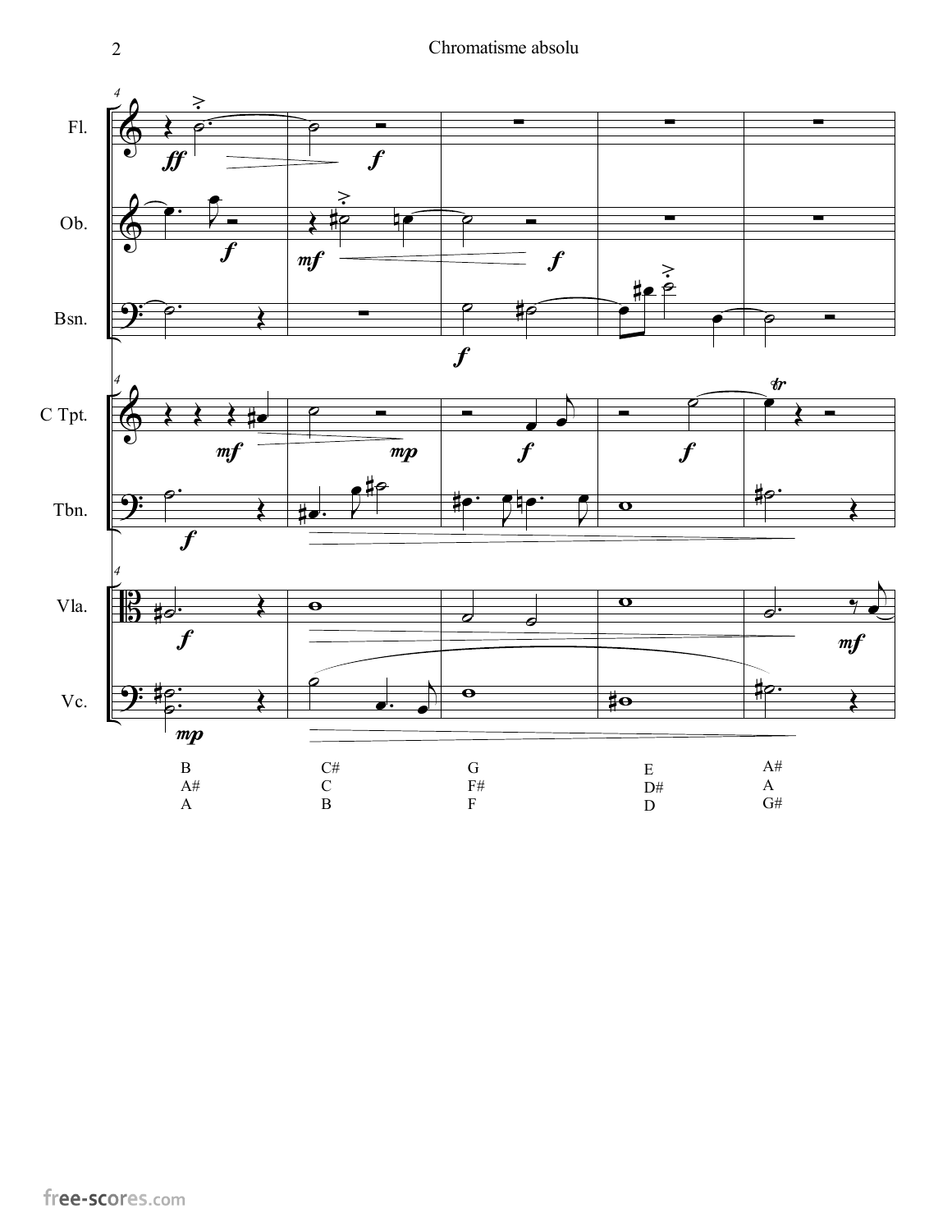Fl.

Ob.

Bsn.

C Tpt.

Tbn.

Vla.

Vc.

| | | | | |
|---|---|---|---|---|
| B | C# | G | E | A# |
| A# | C | F# | D# | A |
| A | B | F | D | G# |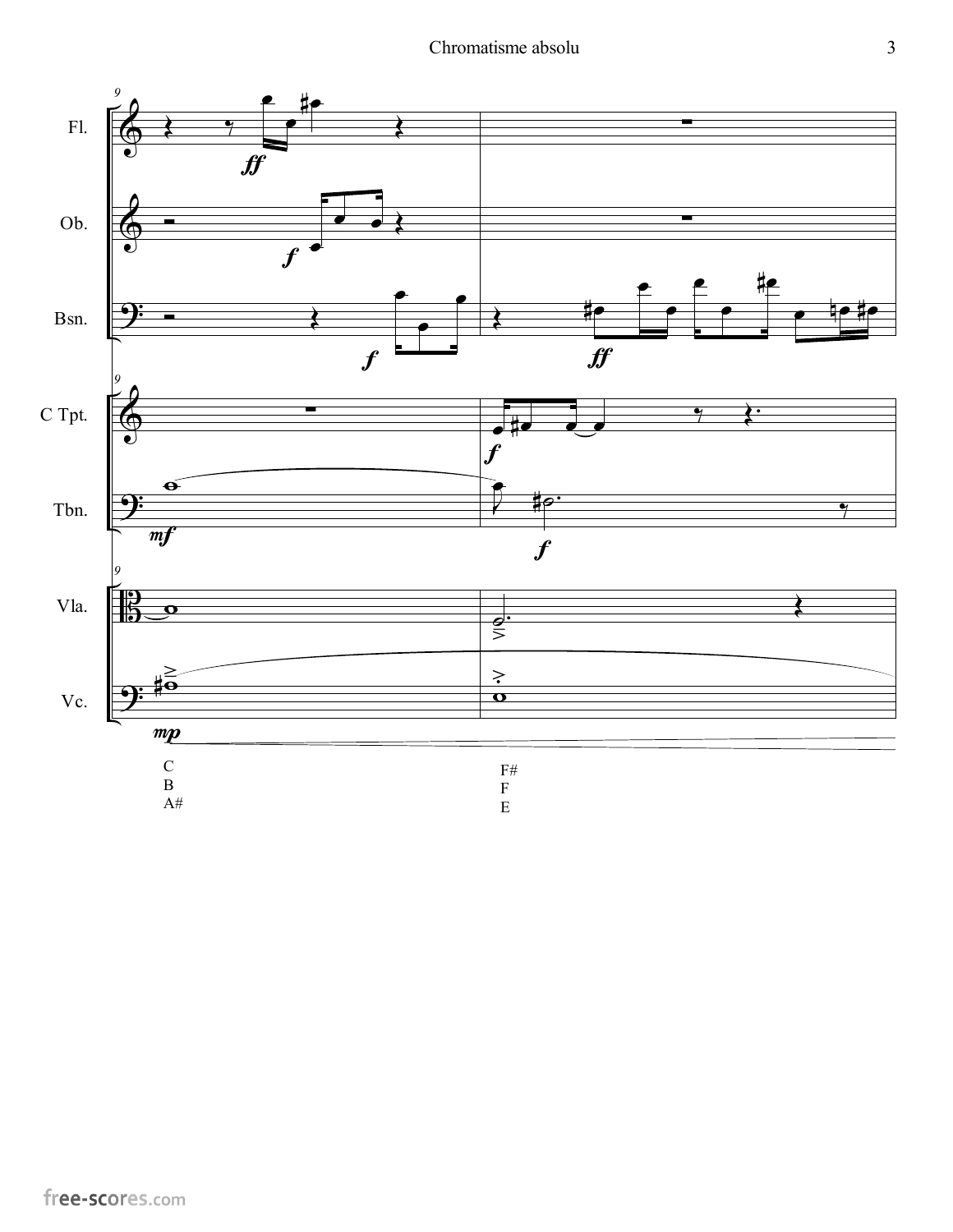Fl.

Ob.

Bsn.

C Tpt.

Tbn.

Vla.

Vc.

C
B
A#

F#
F
E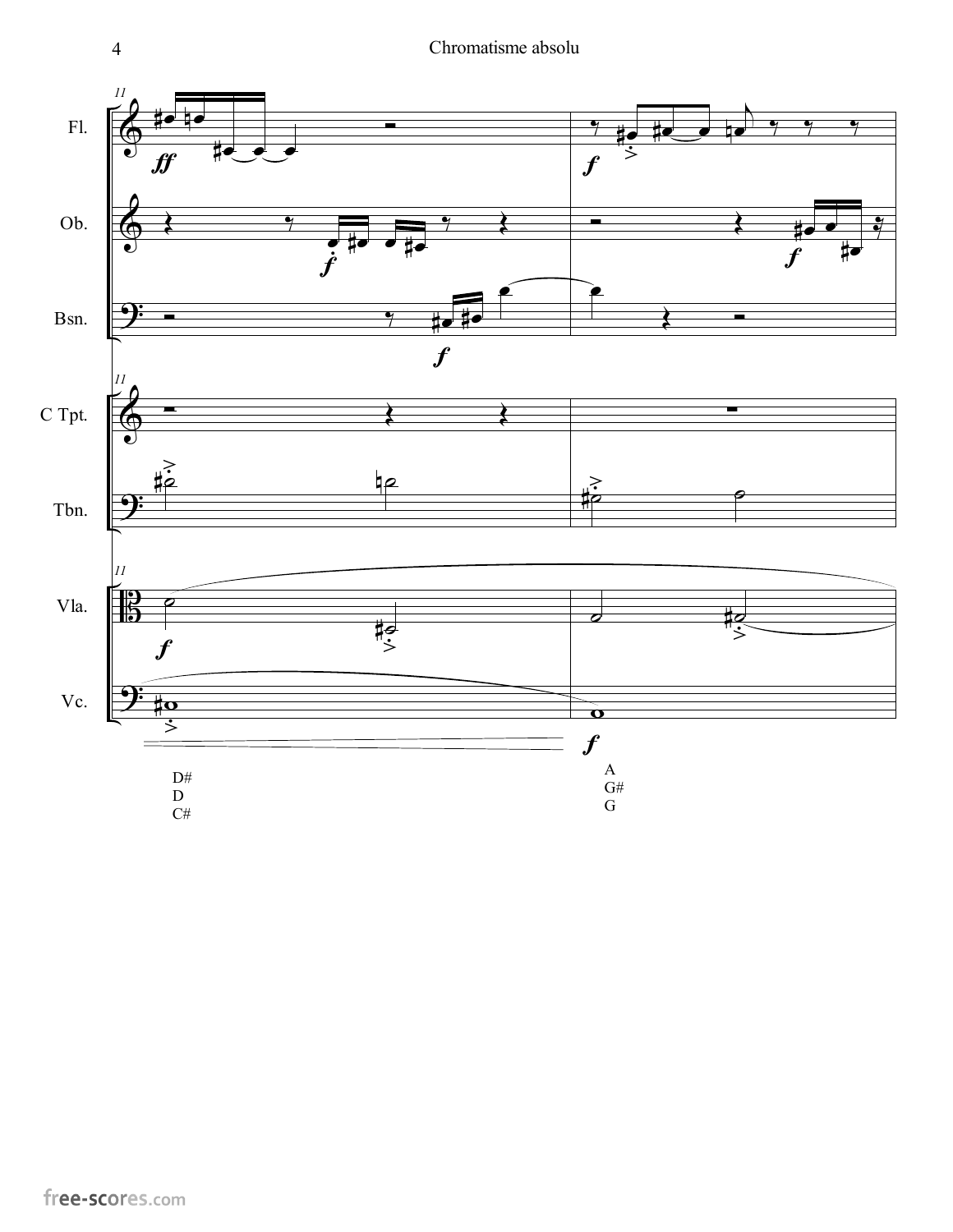Fl.

Ob.

Bsn.

C Tpt.

Tbn.

Vla.

Vc.

D#
D
C#

A
G#
G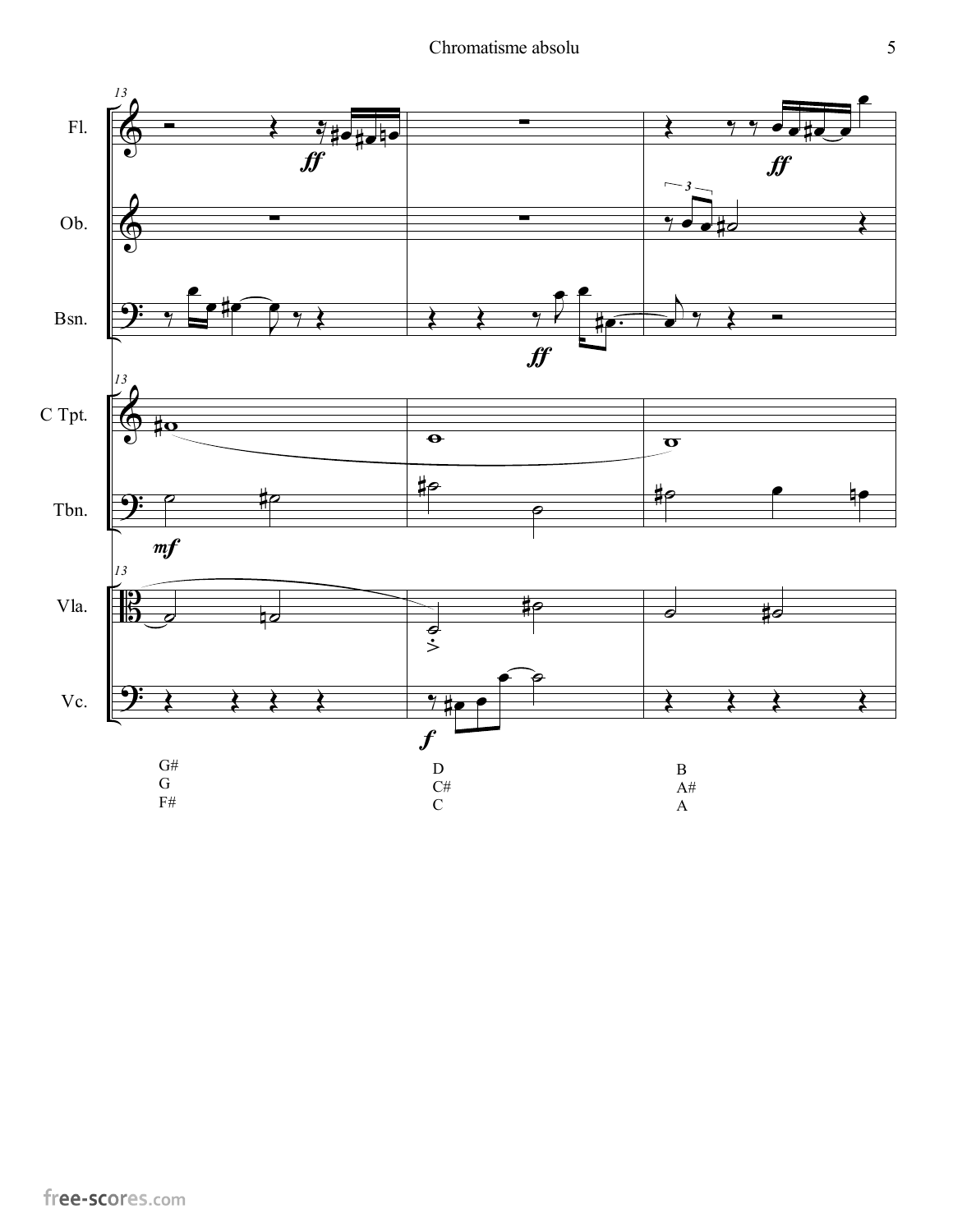G#
G
F#

D
C#
C

B
A#
A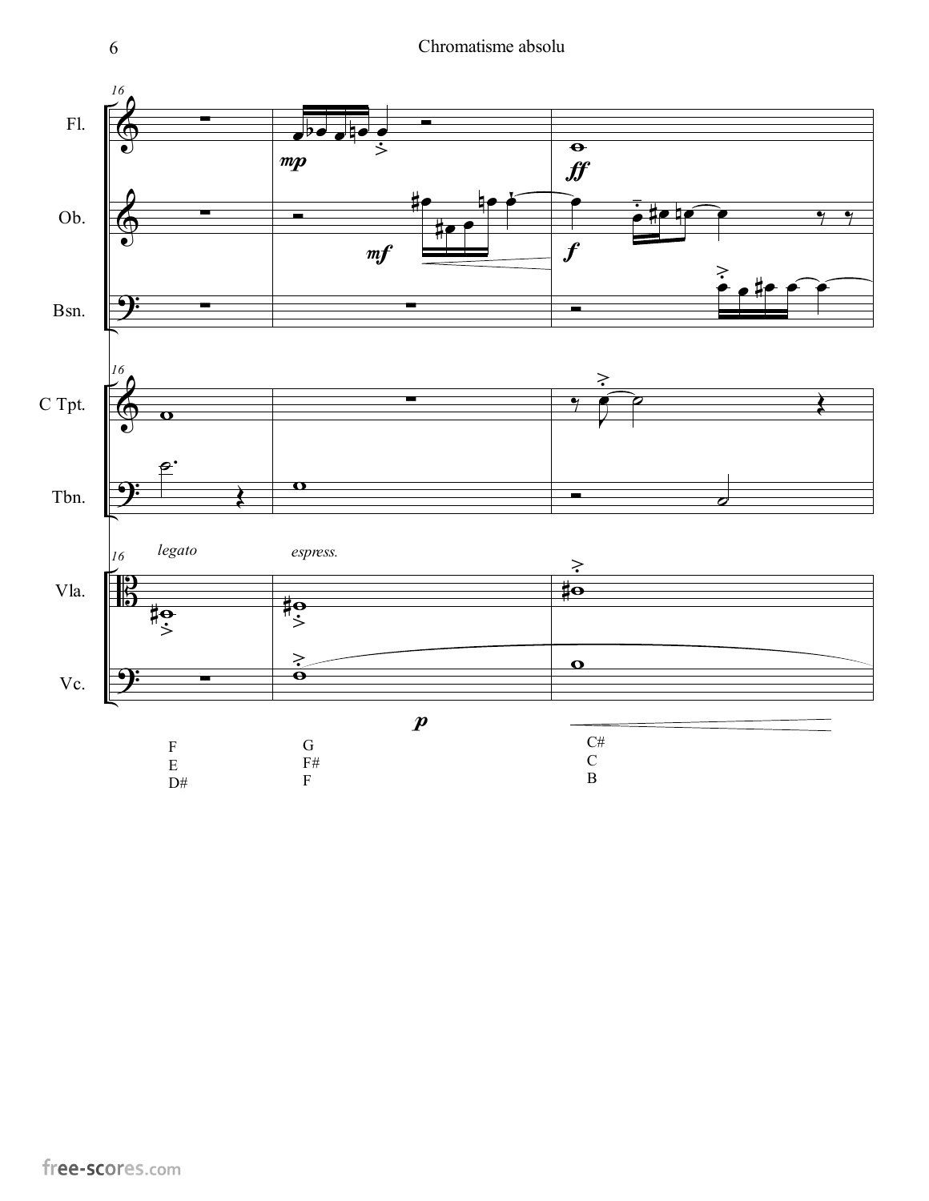Fl.

Ob.

Bsn.

C Tpt.

Tbn.

Vla.

Vc.

*legato* *espress.*

*mp* *mf* *ff* *f* *p*

F
E
D#

G
F#
F

C#
C
B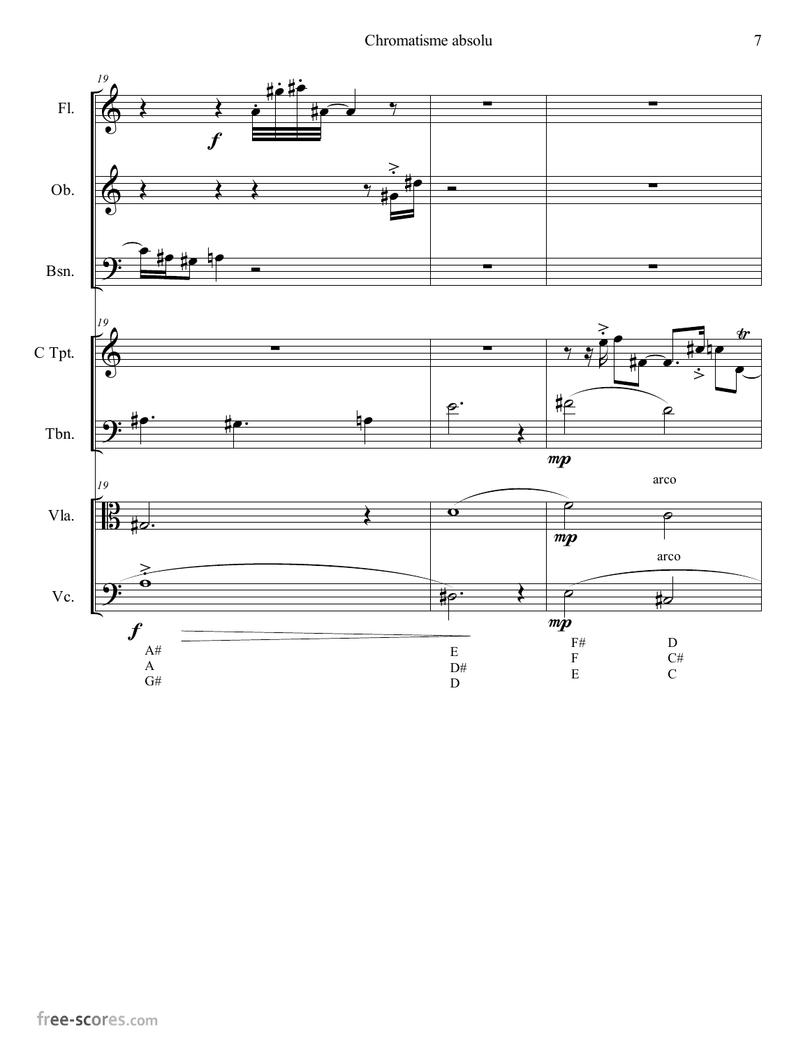Fl.

Ob.

Bsn.

C Tpt.

Tbn.

Vla.

Vc.

arco

arco

A#
A
G#

E
D#
D

F#
F
E

D
C#
C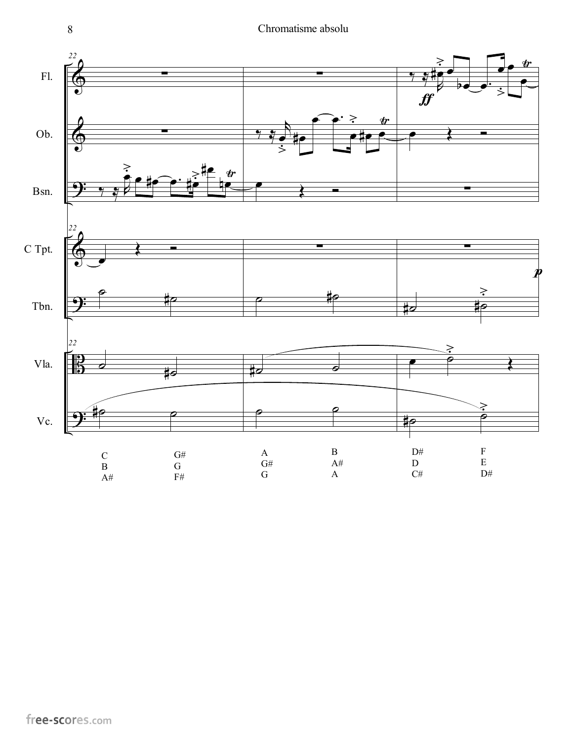| C | G# | A | B | D# | F |
|---|---|---|---|---|---|
| B | G | G# | A# | D | E |
| A# | F# | G | A | C# | D# |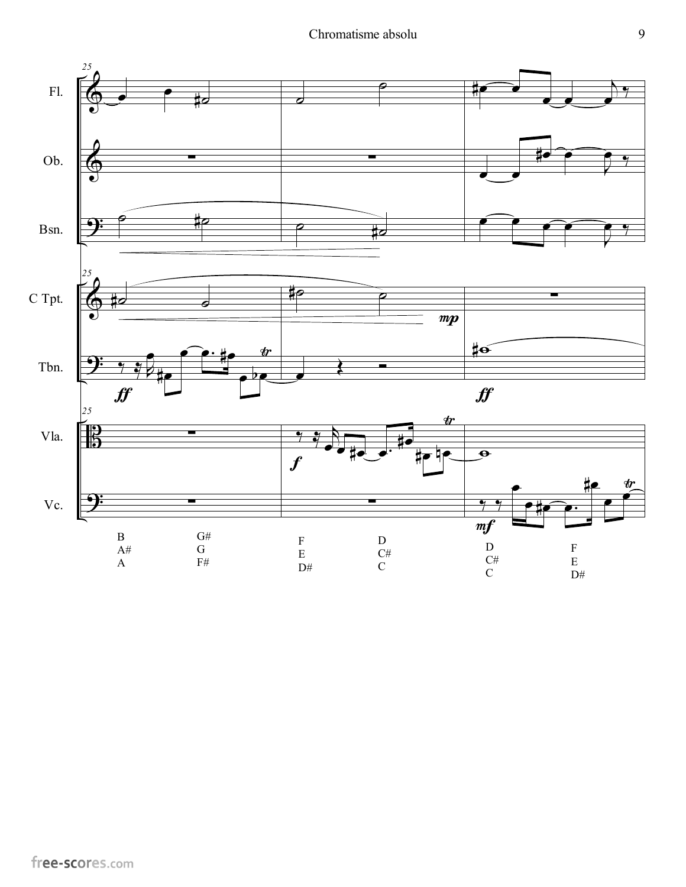| B | G# | F | D | D | F |
|---|---|---|---|---|---|
| A# | G | E | C# | C# | E |
| A | F# | D# | C | C | D# |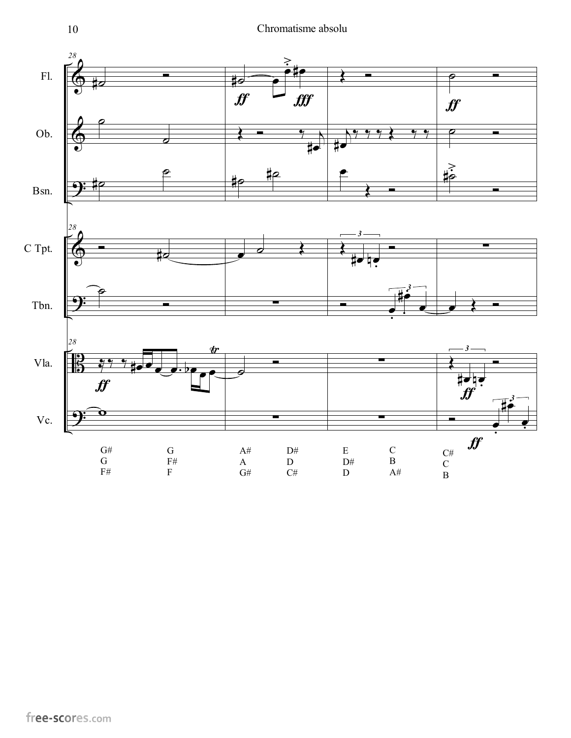| G# | G | A# | D# | E | C | C# |
|---|---|---|---|---|---|---|
| G | F# | A | D | D# | B | C |
| F# | F | G# | C# | D | A# | B |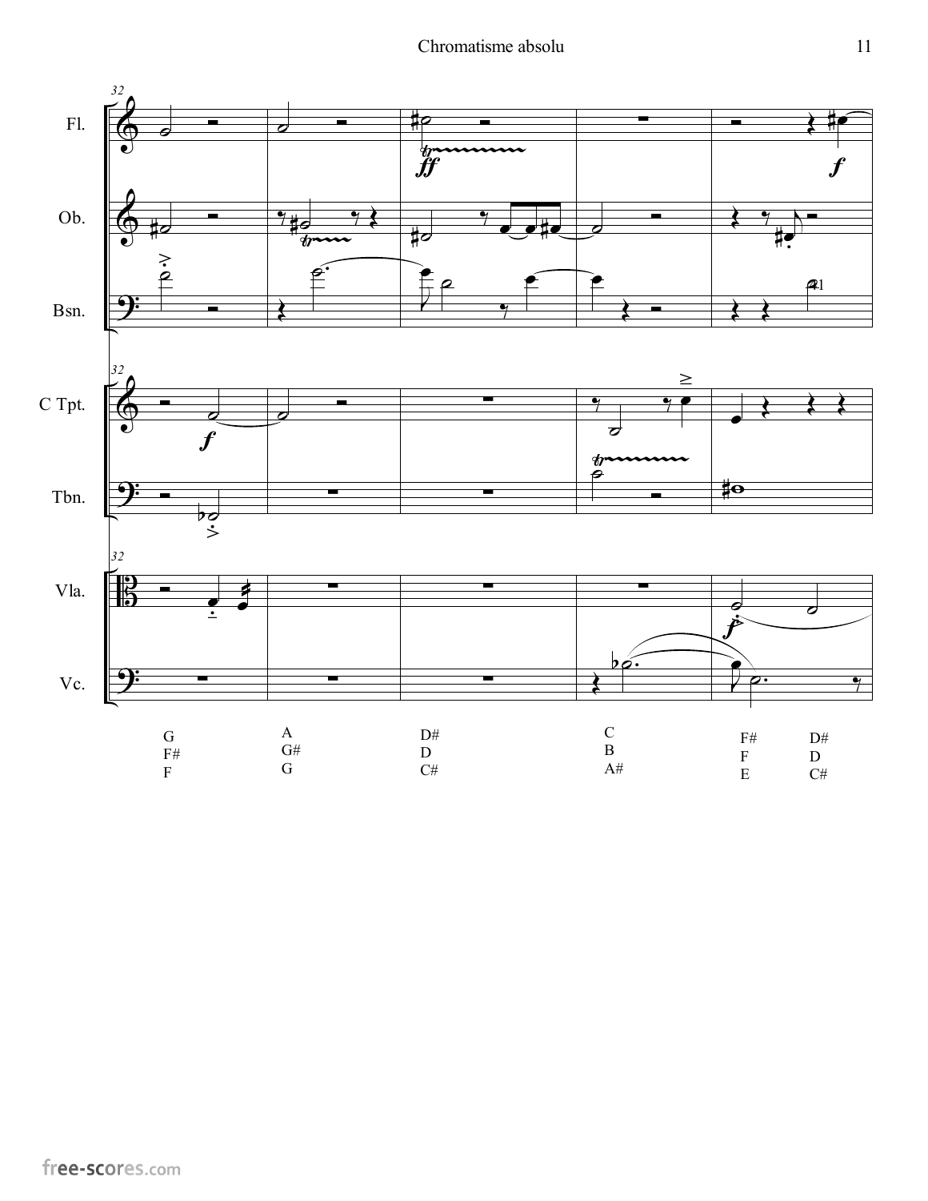G
F#
F

A
G#
G

D#
D
C#

C
B
A#

F#
F
E

D#
D
C#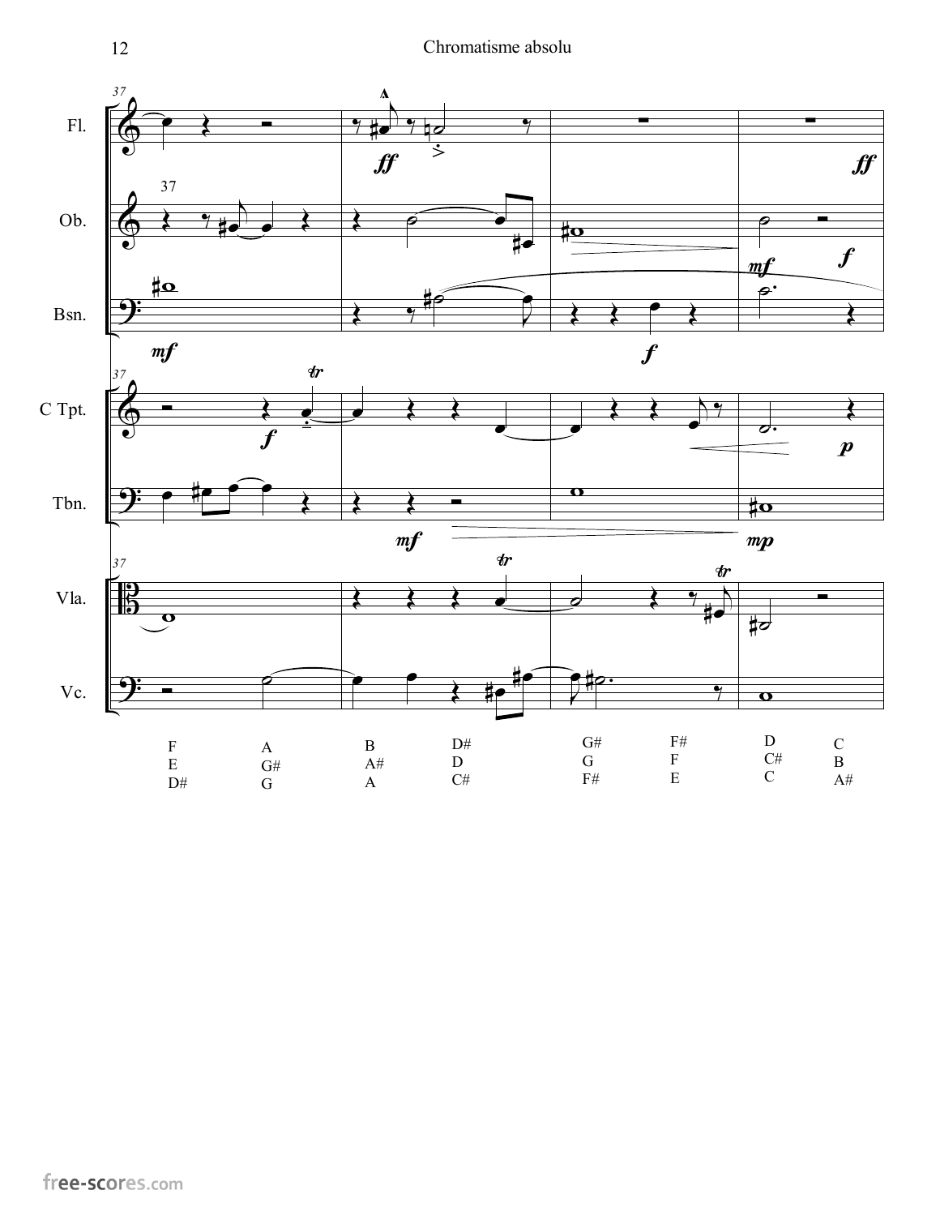| F | A | B | D# | G# | F# | D | C |
|---|---|---|---|---|---|---|---|
| E | G# | A# | D | G | F | C# | B |
| D# | G | A | C# | F# | E | C | A# |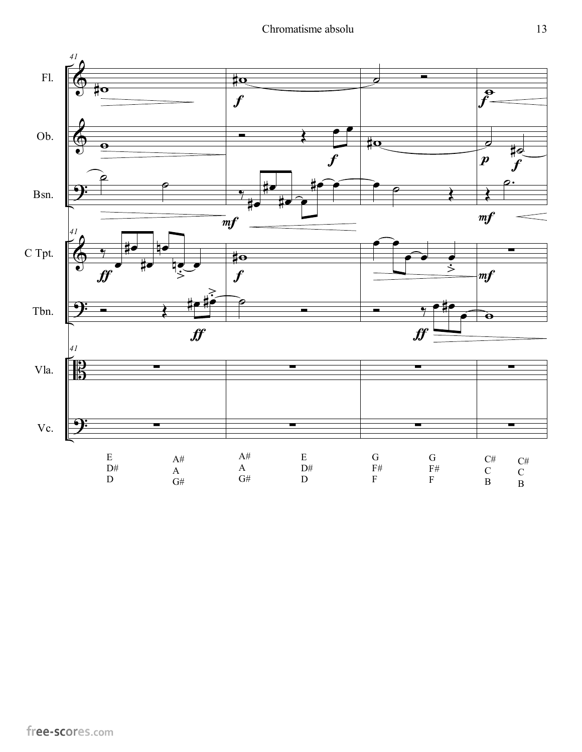E D# D

A# A G#

A# A G#

E D# D

G F# F

G F# F

C# C B

C# C B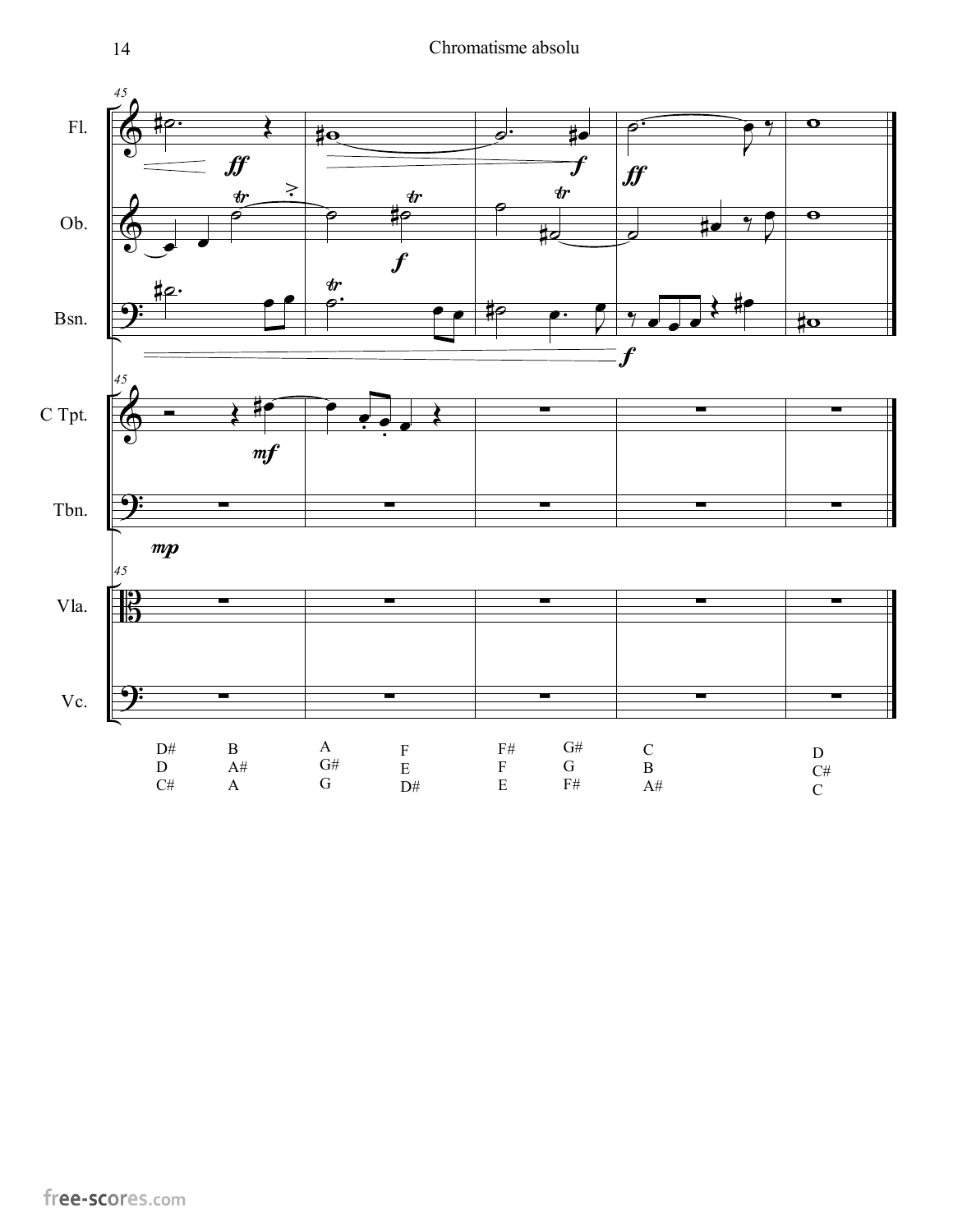D# D C#

B A# A

A G# G

F E D#

F# F E

G# G F#

C B A#

D C# C